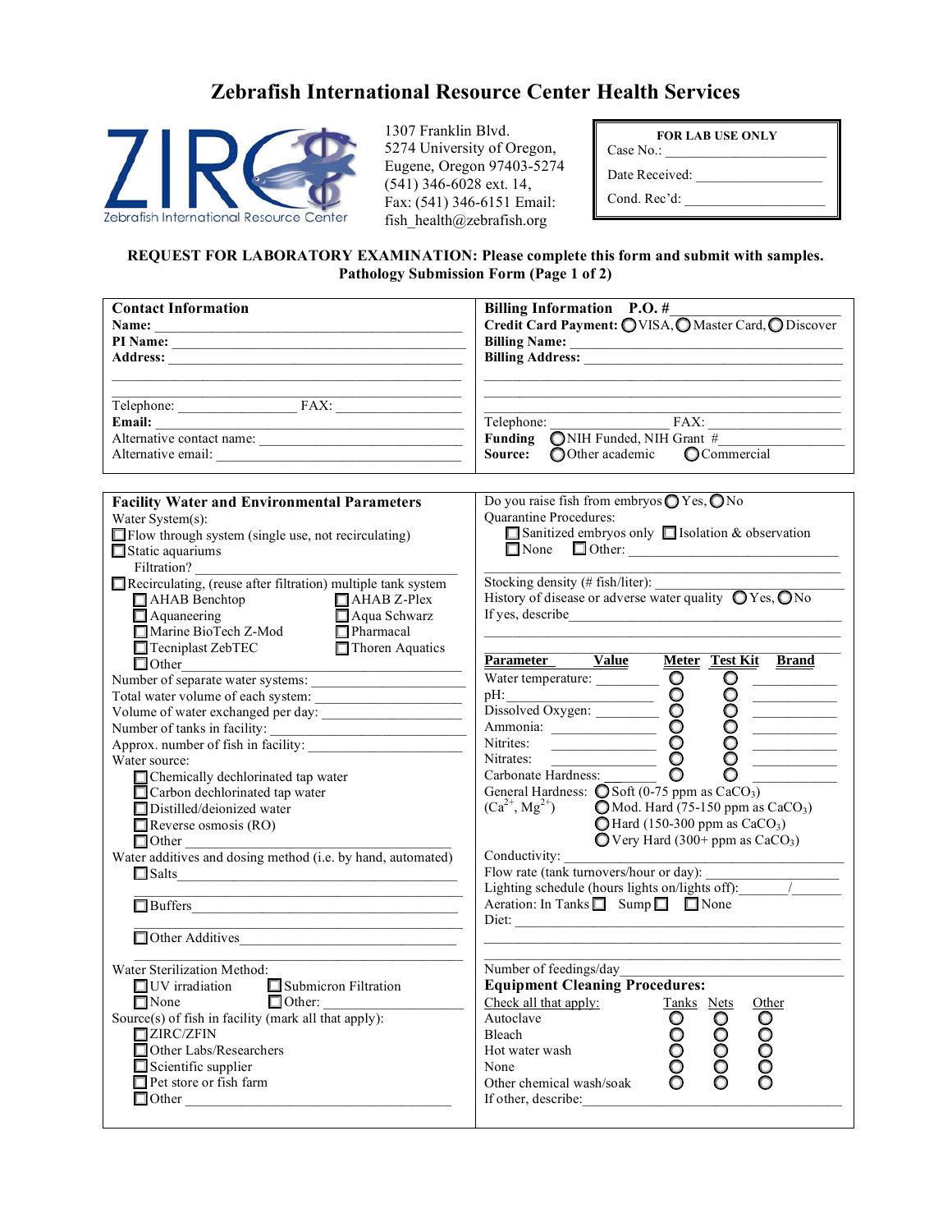# Zebrafish International Resource Center Health Services

1307 Franklin Blvd.
5274 University of Oregon,
Eugene, Oregon 97403-5274
(541) 346-6028 ext. 14,
Fax: (541) 346-6151 Email:
fish_health@zebrafish.org

**FOR LAB USE ONLY**
Case No.: ______________________
Date Received: __________________
Cond. Rec'd: ___________________

**REQUEST FOR LABORATORY EXAMINATION: Please complete this form and submit with samples.**
**Pathology Submission Form (Page 1 of 2)**

## Contact Information

**Name:** ________________________________________
**PI Name:** ______________________________________
**Address:** ______________________________________
__________________________________________________
__________________________________________________
Telephone: _______________ FAX: _______________
**Email:** ________________________________________
Alternative contact name: __________________________
Alternative email: ________________________________

## Billing Information **P.O. #**_______________

**Credit Card Payment:** ◯ VISA, ◯ Master Card, ◯ Discover
**Billing Name:** __________________________________
**Billing Address:** ________________________________
__________________________________________________
__________________________________________________
Telephone: _______________ FAX: _______________
**Funding Source:** ◯ NIH Funded, NIH Grant #__________ ◯ Other academic ◯ Commercial

## Facility Water and Environmental Parameters

Water System(s):
- ☐ Flow through system (single use, not recirculating)
- ☐ Static aquariums
  - Filtration? ______________________________
- ☐ Recirculating, (reuse after filtration) multiple tank system
  - ☐ AHAB Benchtop
  - ☐ AHAB Z-Plex
  - ☐ Aquaneering
  - ☐ Aqua Schwarz
  - ☐ Marine BioTech Z-Mod
  - ☐ Pharmacal
  - ☐ Tecniplast ZebTEC
  - ☐ Thoren Aquatics
  - ☐ Other______________________________

Number of separate water systems: ____________________
Total water volume of each system: ___________________
Volume of water exchanged per day: __________________
Number of tanks in facility: _________________________
Approx. number of fish in facility: ___________________

Water source:
- ☐ Chemically dechlorinated tap water
- ☐ Carbon dechlorinated tap water
- ☐ Distilled/deionized water
- ☐ Reverse osmosis (RO)
- ☐ Other ______________________________

Water additives and dosing method (i.e. by hand, automated)
- ☐ Salts______________________________
  __________________________________________
- ☐ Buffers____________________________
  __________________________________________
- ☐ Other Additives______________________
  __________________________________________

Water Sterilization Method:
- ☐ UV irradiation
- ☐ Submicron Filtration
- ☐ None
- ☐ Other: ______________

Source(s) of fish in facility (mark all that apply):
- ☐ ZIRC/ZFIN
- ☐ Other Labs/Researchers
- ☐ Scientific supplier
- ☐ Pet store or fish farm
- ☐ Other ______________________________

Do you raise fish from embryos ◯ Yes, ◯ No

Quarantine Procedures:
- ☐ Sanitized embryos only
- ☐ Isolation & observation
- ☐ None
- ☐ Other: ______________________________

__________________________________________________

Stocking density (# fish/liter): ____________________
History of disease or adverse water quality ◯ Yes, ◯ No
If yes, describe___________________________________
__________________________________________________

| Parameter | Value | Meter | Test Kit | Brand |
|---|---|---|---|---|
| Water temperature: | ________ | ◯ | ◯ | ________ |
| pH: | ________ | ◯ | ◯ | ________ |
| Dissolved Oxygen: | ________ | ◯ | ◯ | ________ |
| Ammonia: | ________ | ◯ | ◯ | ________ |
| Nitrites: | ________ | ◯ | ◯ | ________ |
| Nitrates: | ________ | ◯ | ◯ | ________ |
| Carbonate Hardness: | ________ | ◯ | ◯ | ________ |

General Hardness: ($Ca^{2+}$, $Mg^{2+}$)
- ◯ Soft (0-75 ppm as $CaCO_3$)
- ◯ Mod. Hard (75-150 ppm as $CaCO_3$)
- ◯ Hard (150-300 ppm as $CaCO_3$)
- ◯ Very Hard (300+ ppm as $CaCO_3$)

Conductivity: ______________________________
Flow rate (tank turnovers/hour or day): ______________
Lighting schedule (hours lights on/lights off):_______/_______
Aeration: In Tanks ☐ Sump ☐ ☐ None
Diet: ____________________________________________
__________________________________________________
__________________________________________________
Number of feedings/day____________________________

**Equipment Cleaning Procedures:**

| Check all that apply: | Tanks | Nets | Other |
|---|---|---|---|
| Autoclave | ◯ | ◯ | ◯ |
| Bleach | ◯ | ◯ | ◯ |
| Hot water wash | ◯ | ◯ | ◯ |
| None | ◯ | ◯ | ◯ |
| Other chemical wash/soak | ◯ | ◯ | ◯ |

If other, describe:__________________________________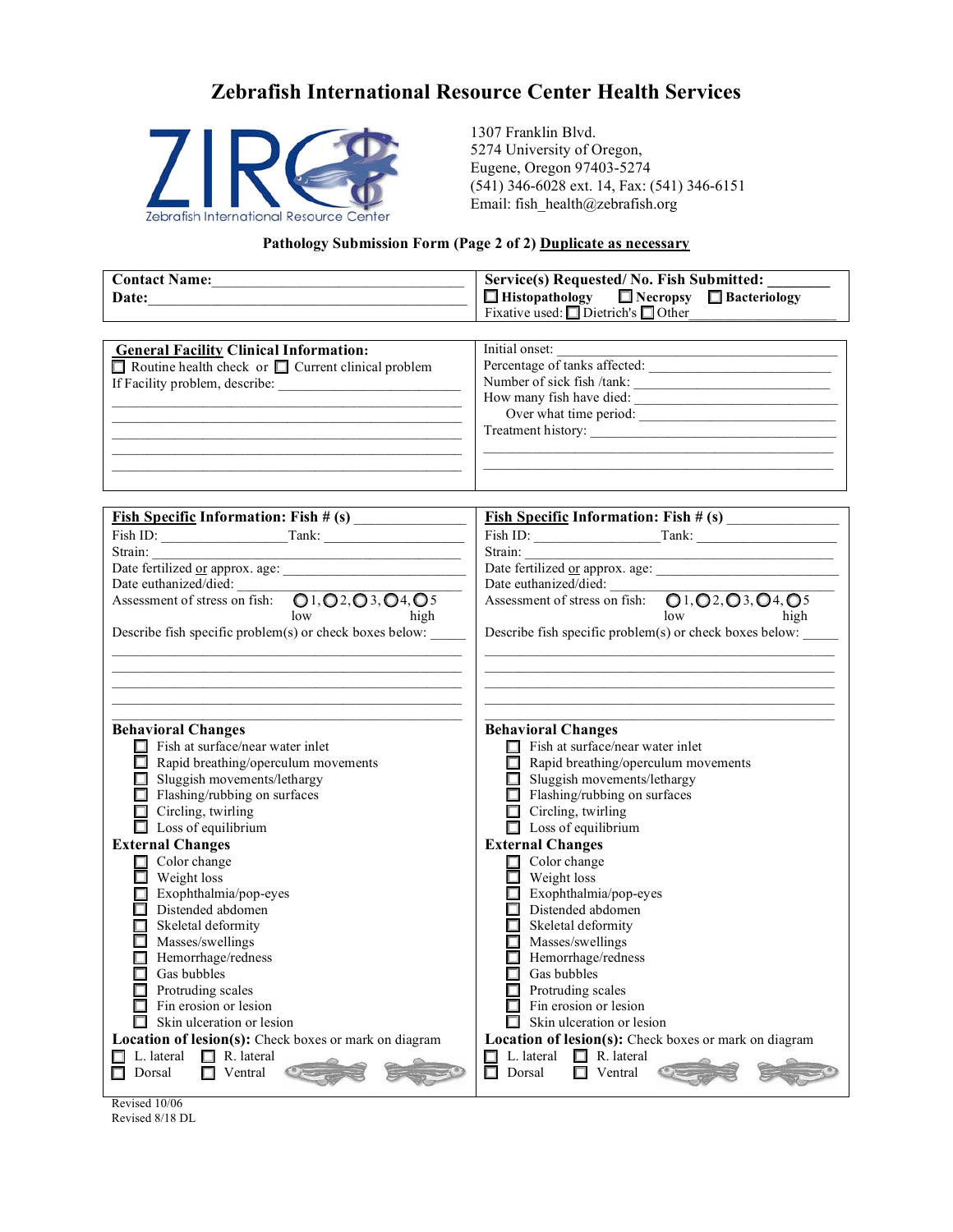# Zebrafish International Resource Center Health Services

1307 Franklin Blvd.
5274 University of Oregon,
Eugene, Oregon 97403-5274
(541) 346-6028 ext. 14, Fax: (541) 346-6151
Email: fish_health@zebrafish.org

**Pathology Submission Form (Page 2 of 2) Duplicate as necessary**

| | |
|---|---|
| **Contact Name:** ______________________ | **Service(s) Requested/ No. Fish Submitted:** ________ |
| **Date:** ______________________ | ☐ **Histopathology** ☐ **Necropsy** ☐ **Bacteriology** |
| | Fixative used: ☐ Dietrich's ☐ Other ______________ |

| | |
|---|---|
| **General Facility Clinical Information:** | Initial onset: ______________________ |
| ☐ Routine health check or ☐ Current clinical problem | Percentage of tanks affected: ______________ |
| If Facility problem, describe: ______________________ | Number of sick fish /tank: ______________ |
| | How many fish have died: ______________ |
| | Over what time period: ______________ |
| | Treatment history: ______________________ |

| | |
|---|---|
| **Fish Specific Information: Fish # (s)** ____________ | **Fish Specific Information: Fish # (s)** ____________ |
| Fish ID: ____________ Tank: ____________ | Fish ID: ____________ Tank: ____________ |
| Strain: ______________________ | Strain: ______________________ |
| Date fertilized or approx. age: ______________ | Date fertilized or approx. age: ______________ |
| Date euthanized/died: ______________ | Date euthanized/died: ______________ |
| Assessment of stress on fish: ○1, ○2, ○3, ○4, ○5 (low – high) | Assessment of stress on fish: ○1, ○2, ○3, ○4, ○5 (low – high) |
| Describe fish specific problem(s) or check boxes below: _____ | Describe fish specific problem(s) or check boxes below: _____ |
| **Behavioral Changes** | **Behavioral Changes** |
| ☐ Fish at surface/near water inlet | ☐ Fish at surface/near water inlet |
| ☐ Rapid breathing/operculum movements | ☐ Rapid breathing/operculum movements |
| ☐ Sluggish movements/lethargy | ☐ Sluggish movements/lethargy |
| ☐ Flashing/rubbing on surfaces | ☐ Flashing/rubbing on surfaces |
| ☐ Circling, twirling | ☐ Circling, twirling |
| ☐ Loss of equilibrium | ☐ Loss of equilibrium |
| **External Changes** | **External Changes** |
| ☐ Color change | ☐ Color change |
| ☐ Weight loss | ☐ Weight loss |
| ☐ Exophthalmia/pop-eyes | ☐ Exophthalmia/pop-eyes |
| ☐ Distended abdomen | ☐ Distended abdomen |
| ☐ Skeletal deformity | ☐ Skeletal deformity |
| ☐ Masses/swellings | ☐ Masses/swellings |
| ☐ Hemorrhage/redness | ☐ Hemorrhage/redness |
| ☐ Gas bubbles | ☐ Gas bubbles |
| ☐ Protruding scales | ☐ Protruding scales |
| ☐ Fin erosion or lesion | ☐ Fin erosion or lesion |
| ☐ Skin ulceration or lesion | ☐ Skin ulceration or lesion |
| **Location of lesion(s):** Check boxes or mark on diagram | **Location of lesion(s):** Check boxes or mark on diagram |
| ☐ L. lateral ☐ R. lateral | ☐ L. lateral ☐ R. lateral |
| ☐ Dorsal ☐ Ventral | ☐ Dorsal ☐ Ventral |

Revised 10/06
Revised 8/18 DL